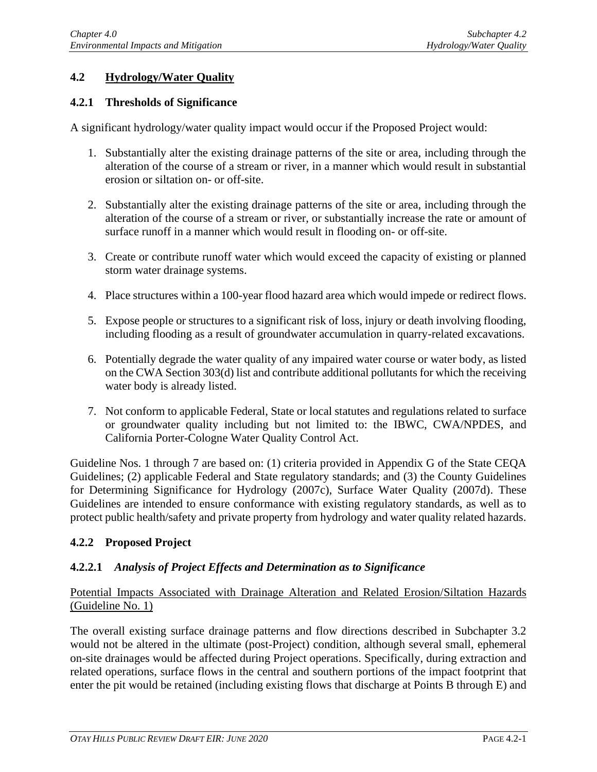## 4.2 Hydrology/Water Quality

### 4.2.1 Thresholds of Significance

A significant hydrology/water quality impact would occur if the Proposed Project would:

1. Substantially alter the existing drainage patterns of the site or area, including through the alteration of the course of a stream or river, in a manner which would result in substantial erosion or siltation on- or off-site.

2. Substantially alter the existing drainage patterns of the site or area, including through the alteration of the course of a stream or river, or substantially increase the rate or amount of surface runoff in a manner which would result in flooding on- or off-site.

3. Create or contribute runoff water which would exceed the capacity of existing or planned storm water drainage systems.

4. Place structures within a 100-year flood hazard area which would impede or redirect flows.

5. Expose people or structures to a significant risk of loss, injury or death involving flooding, including flooding as a result of groundwater accumulation in quarry-related excavations.

6. Potentially degrade the water quality of any impaired water course or water body, as listed on the CWA Section 303(d) list and contribute additional pollutants for which the receiving water body is already listed.

7. Not conform to applicable Federal, State or local statutes and regulations related to surface or groundwater quality including but not limited to: the IBWC, CWA/NPDES, and California Porter-Cologne Water Quality Control Act.

Guideline Nos. 1 through 7 are based on: (1) criteria provided in Appendix G of the State CEQA Guidelines; (2) applicable Federal and State regulatory standards; and (3) the County Guidelines for Determining Significance for Hydrology (2007c), Surface Water Quality (2007d). These Guidelines are intended to ensure conformance with existing regulatory standards, as well as to protect public health/safety and private property from hydrology and water quality related hazards.

### 4.2.2 Proposed Project

#### 4.2.2.1 *Analysis of Project Effects and Determination as to Significance*

Potential Impacts Associated with Drainage Alteration and Related Erosion/Siltation Hazards (Guideline No. 1)

The overall existing surface drainage patterns and flow directions described in Subchapter 3.2 would not be altered in the ultimate (post-Project) condition, although several small, ephemeral on-site drainages would be affected during Project operations. Specifically, during extraction and related operations, surface flows in the central and southern portions of the impact footprint that enter the pit would be retained (including existing flows that discharge at Points B through E) and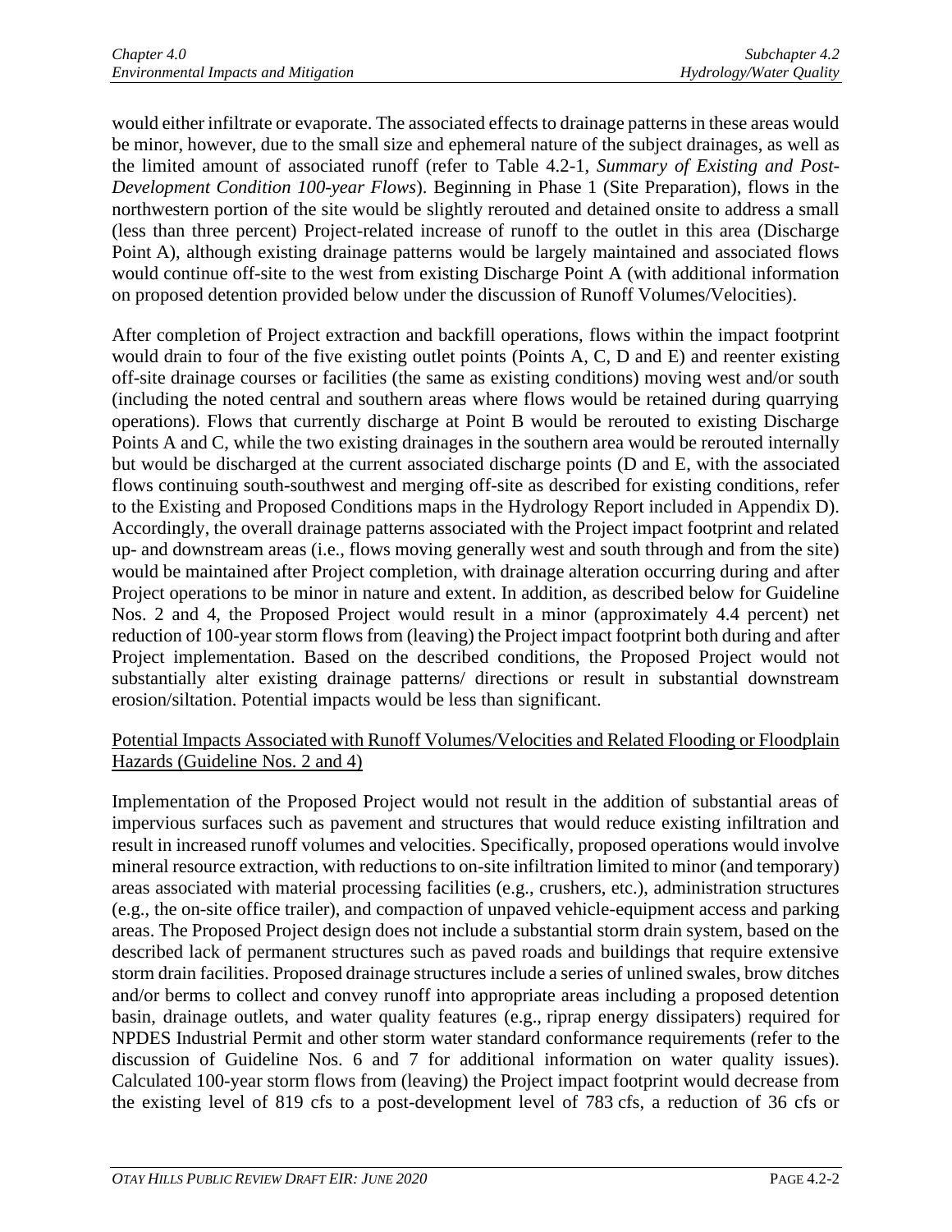would either infiltrate or evaporate. The associated effects to drainage patterns in these areas would be minor, however, due to the small size and ephemeral nature of the subject drainages, as well as the limited amount of associated runoff (refer to Table 4.2-1, *Summary of Existing and Post-Development Condition 100-year Flows*). Beginning in Phase 1 (Site Preparation), flows in the northwestern portion of the site would be slightly rerouted and detained onsite to address a small (less than three percent) Project-related increase of runoff to the outlet in this area (Discharge Point A), although existing drainage patterns would be largely maintained and associated flows would continue off-site to the west from existing Discharge Point A (with additional information on proposed detention provided below under the discussion of Runoff Volumes/Velocities).

After completion of Project extraction and backfill operations, flows within the impact footprint would drain to four of the five existing outlet points (Points A, C, D and E) and reenter existing off-site drainage courses or facilities (the same as existing conditions) moving west and/or south (including the noted central and southern areas where flows would be retained during quarrying operations). Flows that currently discharge at Point B would be rerouted to existing Discharge Points A and C, while the two existing drainages in the southern area would be rerouted internally but would be discharged at the current associated discharge points (D and E, with the associated flows continuing south-southwest and merging off-site as described for existing conditions, refer to the Existing and Proposed Conditions maps in the Hydrology Report included in Appendix D). Accordingly, the overall drainage patterns associated with the Project impact footprint and related up- and downstream areas (i.e., flows moving generally west and south through and from the site) would be maintained after Project completion, with drainage alteration occurring during and after Project operations to be minor in nature and extent. In addition, as described below for Guideline Nos. 2 and 4, the Proposed Project would result in a minor (approximately 4.4 percent) net reduction of 100-year storm flows from (leaving) the Project impact footprint both during and after Project implementation. Based on the described conditions, the Proposed Project would not substantially alter existing drainage patterns/ directions or result in substantial downstream erosion/siltation. Potential impacts would be less than significant.

<u>Potential Impacts Associated with Runoff Volumes/Velocities and Related Flooding or Floodplain Hazards (Guideline Nos. 2 and 4)</u>

Implementation of the Proposed Project would not result in the addition of substantial areas of impervious surfaces such as pavement and structures that would reduce existing infiltration and result in increased runoff volumes and velocities. Specifically, proposed operations would involve mineral resource extraction, with reductions to on-site infiltration limited to minor (and temporary) areas associated with material processing facilities (e.g., crushers, etc.), administration structures (e.g., the on-site office trailer), and compaction of unpaved vehicle-equipment access and parking areas. The Proposed Project design does not include a substantial storm drain system, based on the described lack of permanent structures such as paved roads and buildings that require extensive storm drain facilities. Proposed drainage structures include a series of unlined swales, brow ditches and/or berms to collect and convey runoff into appropriate areas including a proposed detention basin, drainage outlets, and water quality features (e.g., riprap energy dissipaters) required for NPDES Industrial Permit and other storm water standard conformance requirements (refer to the discussion of Guideline Nos. 6 and 7 for additional information on water quality issues). Calculated 100-year storm flows from (leaving) the Project impact footprint would decrease from the existing level of 819 cfs to a post-development level of 783 cfs, a reduction of 36 cfs or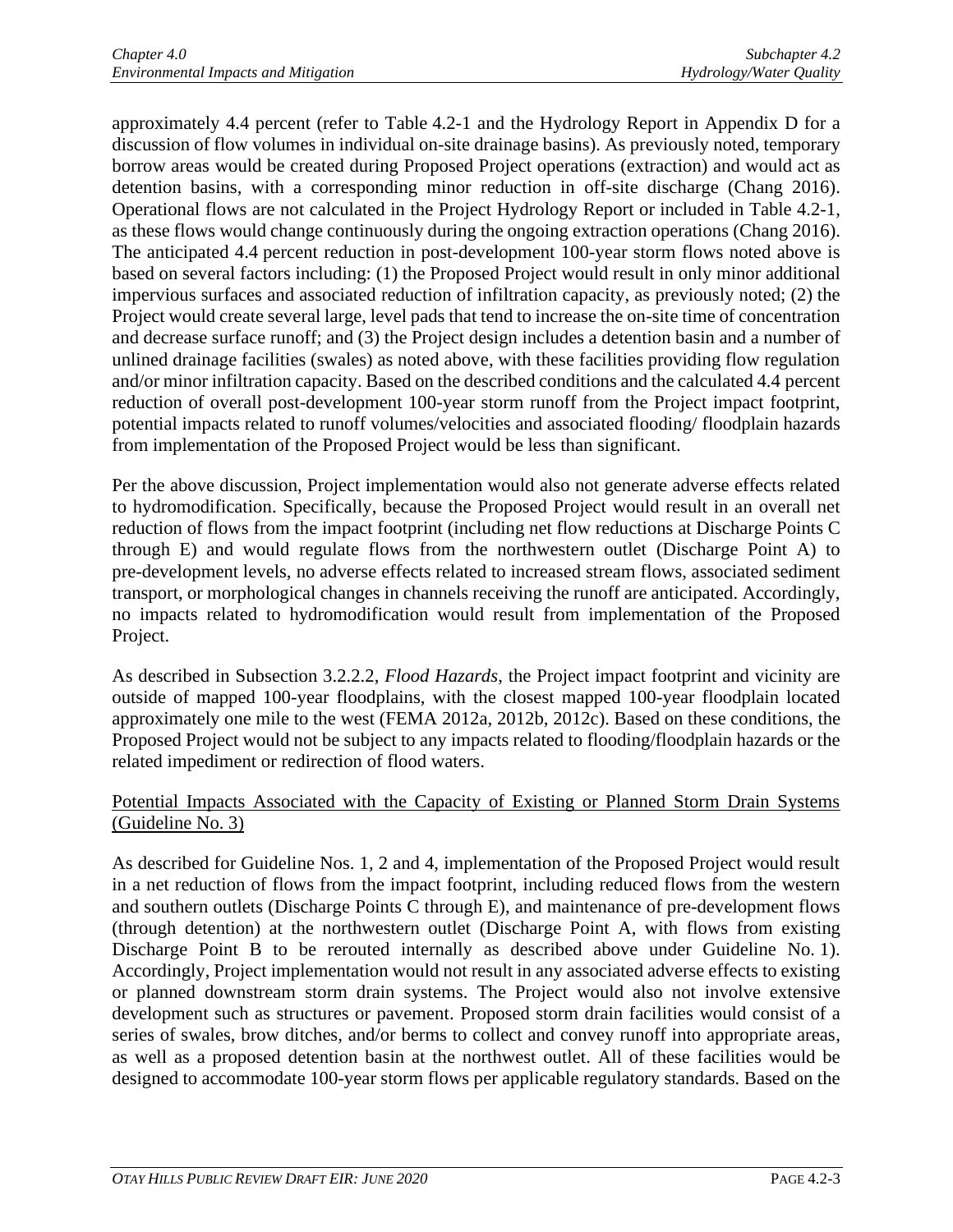approximately 4.4 percent (refer to Table 4.2-1 and the Hydrology Report in Appendix D for a discussion of flow volumes in individual on-site drainage basins). As previously noted, temporary borrow areas would be created during Proposed Project operations (extraction) and would act as detention basins, with a corresponding minor reduction in off-site discharge (Chang 2016). Operational flows are not calculated in the Project Hydrology Report or included in Table 4.2-1, as these flows would change continuously during the ongoing extraction operations (Chang 2016). The anticipated 4.4 percent reduction in post-development 100-year storm flows noted above is based on several factors including: (1) the Proposed Project would result in only minor additional impervious surfaces and associated reduction of infiltration capacity, as previously noted; (2) the Project would create several large, level pads that tend to increase the on-site time of concentration and decrease surface runoff; and (3) the Project design includes a detention basin and a number of unlined drainage facilities (swales) as noted above, with these facilities providing flow regulation and/or minor infiltration capacity. Based on the described conditions and the calculated 4.4 percent reduction of overall post-development 100-year storm runoff from the Project impact footprint, potential impacts related to runoff volumes/velocities and associated flooding/ floodplain hazards from implementation of the Proposed Project would be less than significant.

Per the above discussion, Project implementation would also not generate adverse effects related to hydromodification. Specifically, because the Proposed Project would result in an overall net reduction of flows from the impact footprint (including net flow reductions at Discharge Points C through E) and would regulate flows from the northwestern outlet (Discharge Point A) to pre-development levels, no adverse effects related to increased stream flows, associated sediment transport, or morphological changes in channels receiving the runoff are anticipated. Accordingly, no impacts related to hydromodification would result from implementation of the Proposed Project.

As described in Subsection 3.2.2.2, *Flood Hazards*, the Project impact footprint and vicinity are outside of mapped 100-year floodplains, with the closest mapped 100-year floodplain located approximately one mile to the west (FEMA 2012a, 2012b, 2012c). Based on these conditions, the Proposed Project would not be subject to any impacts related to flooding/floodplain hazards or the related impediment or redirection of flood waters.

Potential Impacts Associated with the Capacity of Existing or Planned Storm Drain Systems (Guideline No. 3)

As described for Guideline Nos. 1, 2 and 4, implementation of the Proposed Project would result in a net reduction of flows from the impact footprint, including reduced flows from the western and southern outlets (Discharge Points C through E), and maintenance of pre-development flows (through detention) at the northwestern outlet (Discharge Point A, with flows from existing Discharge Point B to be rerouted internally as described above under Guideline No. 1). Accordingly, Project implementation would not result in any associated adverse effects to existing or planned downstream storm drain systems. The Project would also not involve extensive development such as structures or pavement. Proposed storm drain facilities would consist of a series of swales, brow ditches, and/or berms to collect and convey runoff into appropriate areas, as well as a proposed detention basin at the northwest outlet. All of these facilities would be designed to accommodate 100-year storm flows per applicable regulatory standards. Based on the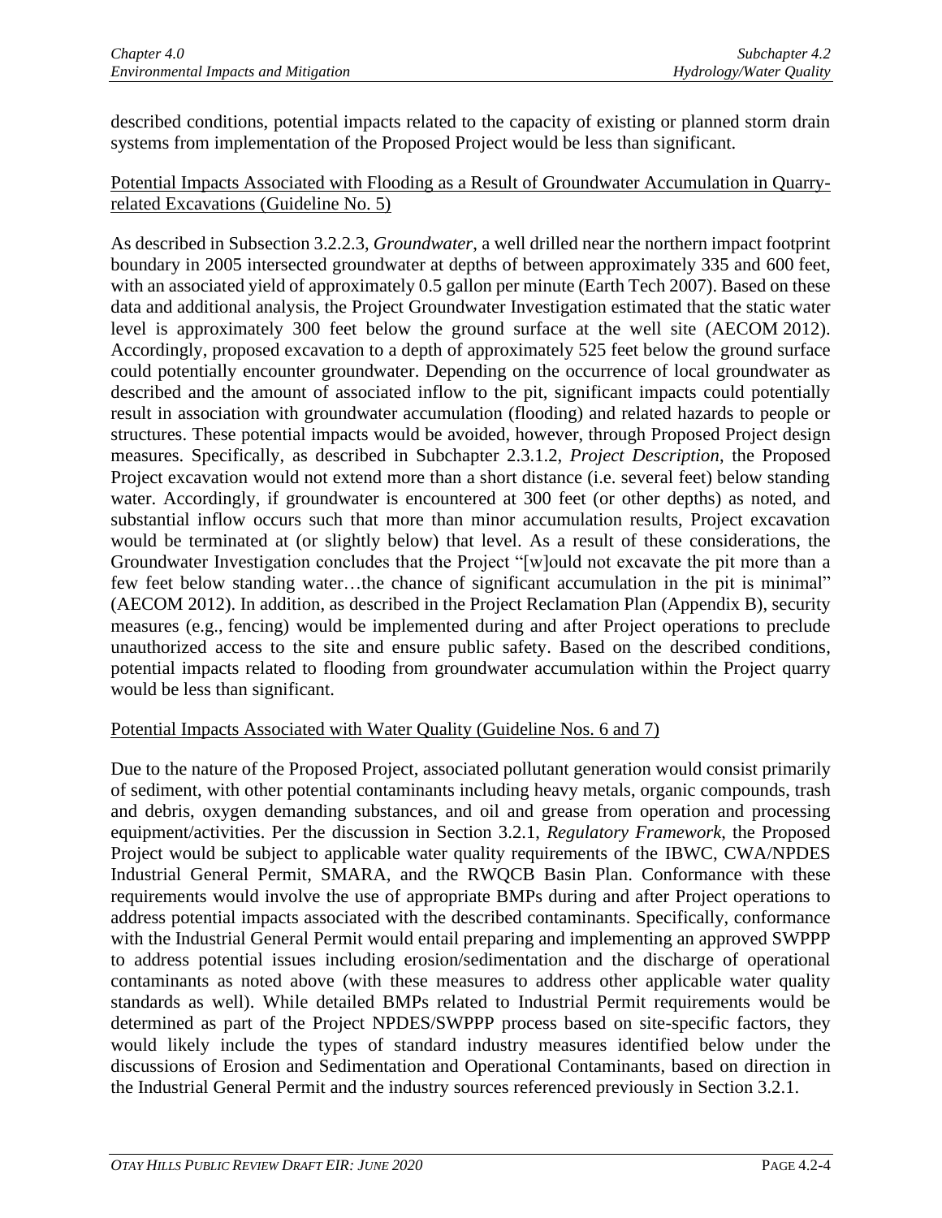described conditions, potential impacts related to the capacity of existing or planned storm drain systems from implementation of the Proposed Project would be less than significant.

Potential Impacts Associated with Flooding as a Result of Groundwater Accumulation in Quarry-related Excavations (Guideline No. 5)

As described in Subsection 3.2.2.3, *Groundwater*, a well drilled near the northern impact footprint boundary in 2005 intersected groundwater at depths of between approximately 335 and 600 feet, with an associated yield of approximately 0.5 gallon per minute (Earth Tech 2007). Based on these data and additional analysis, the Project Groundwater Investigation estimated that the static water level is approximately 300 feet below the ground surface at the well site (AECOM 2012). Accordingly, proposed excavation to a depth of approximately 525 feet below the ground surface could potentially encounter groundwater. Depending on the occurrence of local groundwater as described and the amount of associated inflow to the pit, significant impacts could potentially result in association with groundwater accumulation (flooding) and related hazards to people or structures. These potential impacts would be avoided, however, through Proposed Project design measures. Specifically, as described in Subchapter 2.3.1.2, *Project Description*, the Proposed Project excavation would not extend more than a short distance (i.e. several feet) below standing water. Accordingly, if groundwater is encountered at 300 feet (or other depths) as noted, and substantial inflow occurs such that more than minor accumulation results, Project excavation would be terminated at (or slightly below) that level. As a result of these considerations, the Groundwater Investigation concludes that the Project "[w]ould not excavate the pit more than a few feet below standing water…the chance of significant accumulation in the pit is minimal" (AECOM 2012). In addition, as described in the Project Reclamation Plan (Appendix B), security measures (e.g., fencing) would be implemented during and after Project operations to preclude unauthorized access to the site and ensure public safety. Based on the described conditions, potential impacts related to flooding from groundwater accumulation within the Project quarry would be less than significant.

Potential Impacts Associated with Water Quality (Guideline Nos. 6 and 7)

Due to the nature of the Proposed Project, associated pollutant generation would consist primarily of sediment, with other potential contaminants including heavy metals, organic compounds, trash and debris, oxygen demanding substances, and oil and grease from operation and processing equipment/activities. Per the discussion in Section 3.2.1, *Regulatory Framework*, the Proposed Project would be subject to applicable water quality requirements of the IBWC, CWA/NPDES Industrial General Permit, SMARA, and the RWQCB Basin Plan. Conformance with these requirements would involve the use of appropriate BMPs during and after Project operations to address potential impacts associated with the described contaminants. Specifically, conformance with the Industrial General Permit would entail preparing and implementing an approved SWPPP to address potential issues including erosion/sedimentation and the discharge of operational contaminants as noted above (with these measures to address other applicable water quality standards as well). While detailed BMPs related to Industrial Permit requirements would be determined as part of the Project NPDES/SWPPP process based on site-specific factors, they would likely include the types of standard industry measures identified below under the discussions of Erosion and Sedimentation and Operational Contaminants, based on direction in the Industrial General Permit and the industry sources referenced previously in Section 3.2.1.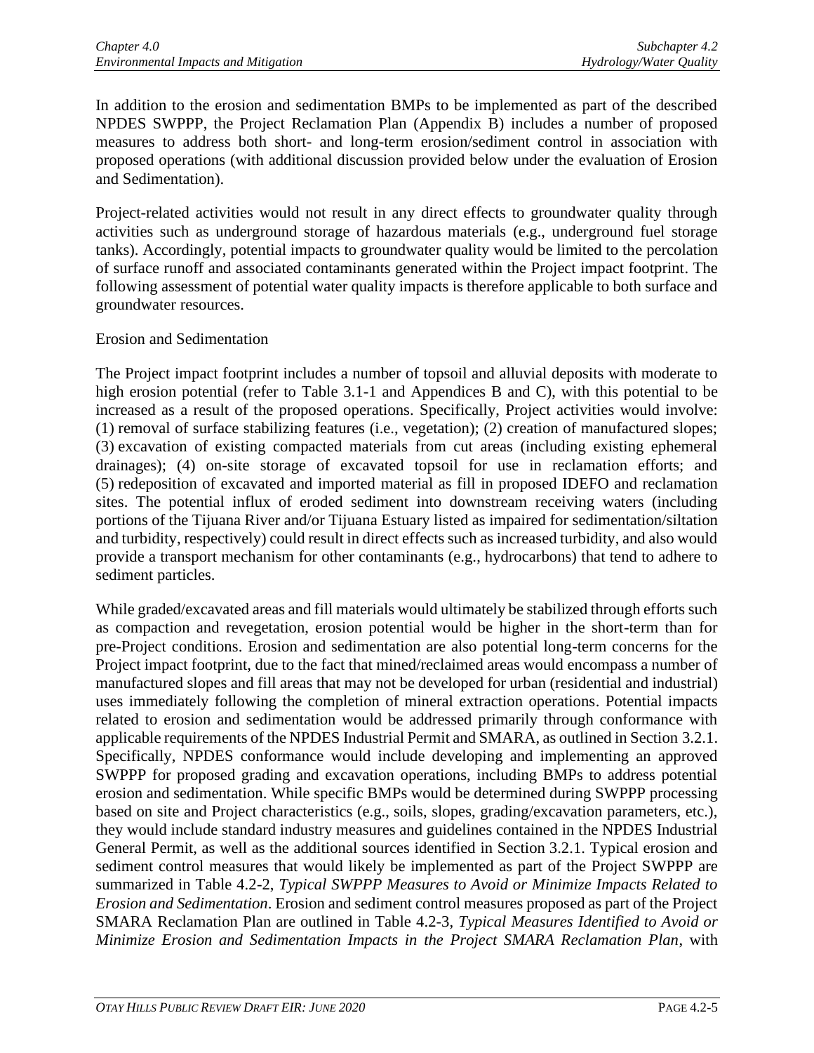In addition to the erosion and sedimentation BMPs to be implemented as part of the described NPDES SWPPP, the Project Reclamation Plan (Appendix B) includes a number of proposed measures to address both short- and long-term erosion/sediment control in association with proposed operations (with additional discussion provided below under the evaluation of Erosion and Sedimentation).

Project-related activities would not result in any direct effects to groundwater quality through activities such as underground storage of hazardous materials (e.g., underground fuel storage tanks). Accordingly, potential impacts to groundwater quality would be limited to the percolation of surface runoff and associated contaminants generated within the Project impact footprint. The following assessment of potential water quality impacts is therefore applicable to both surface and groundwater resources.

Erosion and Sedimentation

The Project impact footprint includes a number of topsoil and alluvial deposits with moderate to high erosion potential (refer to Table 3.1-1 and Appendices B and C), with this potential to be increased as a result of the proposed operations. Specifically, Project activities would involve: (1) removal of surface stabilizing features (i.e., vegetation); (2) creation of manufactured slopes; (3) excavation of existing compacted materials from cut areas (including existing ephemeral drainages); (4) on-site storage of excavated topsoil for use in reclamation efforts; and (5) redeposition of excavated and imported material as fill in proposed IDEFO and reclamation sites. The potential influx of eroded sediment into downstream receiving waters (including portions of the Tijuana River and/or Tijuana Estuary listed as impaired for sedimentation/siltation and turbidity, respectively) could result in direct effects such as increased turbidity, and also would provide a transport mechanism for other contaminants (e.g., hydrocarbons) that tend to adhere to sediment particles.

While graded/excavated areas and fill materials would ultimately be stabilized through efforts such as compaction and revegetation, erosion potential would be higher in the short-term than for pre-Project conditions. Erosion and sedimentation are also potential long-term concerns for the Project impact footprint, due to the fact that mined/reclaimed areas would encompass a number of manufactured slopes and fill areas that may not be developed for urban (residential and industrial) uses immediately following the completion of mineral extraction operations. Potential impacts related to erosion and sedimentation would be addressed primarily through conformance with applicable requirements of the NPDES Industrial Permit and SMARA, as outlined in Section 3.2.1. Specifically, NPDES conformance would include developing and implementing an approved SWPPP for proposed grading and excavation operations, including BMPs to address potential erosion and sedimentation. While specific BMPs would be determined during SWPPP processing based on site and Project characteristics (e.g., soils, slopes, grading/excavation parameters, etc.), they would include standard industry measures and guidelines contained in the NPDES Industrial General Permit, as well as the additional sources identified in Section 3.2.1. Typical erosion and sediment control measures that would likely be implemented as part of the Project SWPPP are summarized in Table 4.2-2, *Typical SWPPP Measures to Avoid or Minimize Impacts Related to Erosion and Sedimentation*. Erosion and sediment control measures proposed as part of the Project SMARA Reclamation Plan are outlined in Table 4.2-3, *Typical Measures Identified to Avoid or Minimize Erosion and Sedimentation Impacts in the Project SMARA Reclamation Plan*, with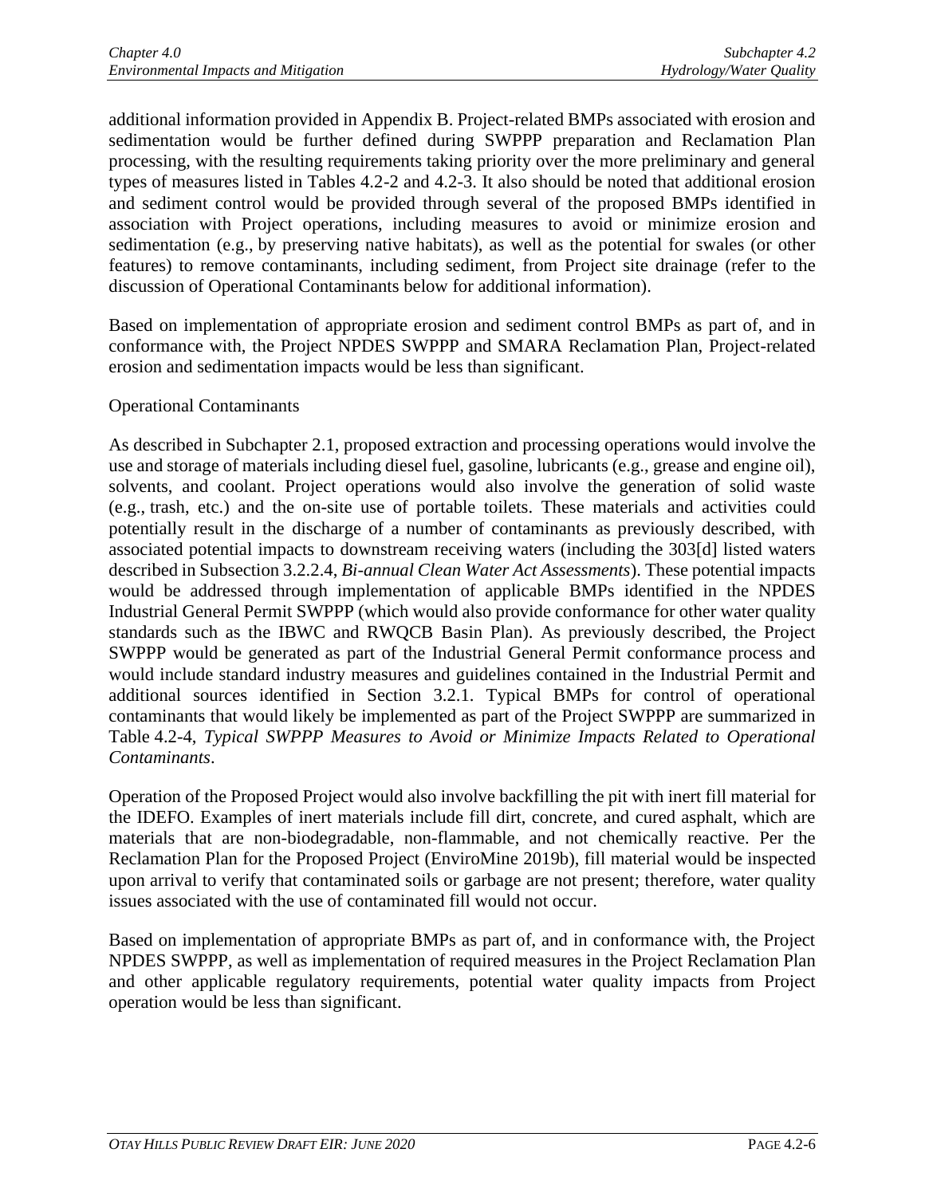additional information provided in Appendix B. Project-related BMPs associated with erosion and sedimentation would be further defined during SWPPP preparation and Reclamation Plan processing, with the resulting requirements taking priority over the more preliminary and general types of measures listed in Tables 4.2-2 and 4.2-3. It also should be noted that additional erosion and sediment control would be provided through several of the proposed BMPs identified in association with Project operations, including measures to avoid or minimize erosion and sedimentation (e.g., by preserving native habitats), as well as the potential for swales (or other features) to remove contaminants, including sediment, from Project site drainage (refer to the discussion of Operational Contaminants below for additional information).

Based on implementation of appropriate erosion and sediment control BMPs as part of, and in conformance with, the Project NPDES SWPPP and SMARA Reclamation Plan, Project-related erosion and sedimentation impacts would be less than significant.

Operational Contaminants

As described in Subchapter 2.1, proposed extraction and processing operations would involve the use and storage of materials including diesel fuel, gasoline, lubricants (e.g., grease and engine oil), solvents, and coolant. Project operations would also involve the generation of solid waste (e.g., trash, etc.) and the on-site use of portable toilets. These materials and activities could potentially result in the discharge of a number of contaminants as previously described, with associated potential impacts to downstream receiving waters (including the 303[d] listed waters described in Subsection 3.2.2.4, *Bi-annual Clean Water Act Assessments*). These potential impacts would be addressed through implementation of applicable BMPs identified in the NPDES Industrial General Permit SWPPP (which would also provide conformance for other water quality standards such as the IBWC and RWQCB Basin Plan). As previously described, the Project SWPPP would be generated as part of the Industrial General Permit conformance process and would include standard industry measures and guidelines contained in the Industrial Permit and additional sources identified in Section 3.2.1. Typical BMPs for control of operational contaminants that would likely be implemented as part of the Project SWPPP are summarized in Table 4.2-4, *Typical SWPPP Measures to Avoid or Minimize Impacts Related to Operational Contaminants*.

Operation of the Proposed Project would also involve backfilling the pit with inert fill material for the IDEFO. Examples of inert materials include fill dirt, concrete, and cured asphalt, which are materials that are non-biodegradable, non-flammable, and not chemically reactive. Per the Reclamation Plan for the Proposed Project (EnviroMine 2019b), fill material would be inspected upon arrival to verify that contaminated soils or garbage are not present; therefore, water quality issues associated with the use of contaminated fill would not occur.

Based on implementation of appropriate BMPs as part of, and in conformance with, the Project NPDES SWPPP, as well as implementation of required measures in the Project Reclamation Plan and other applicable regulatory requirements, potential water quality impacts from Project operation would be less than significant.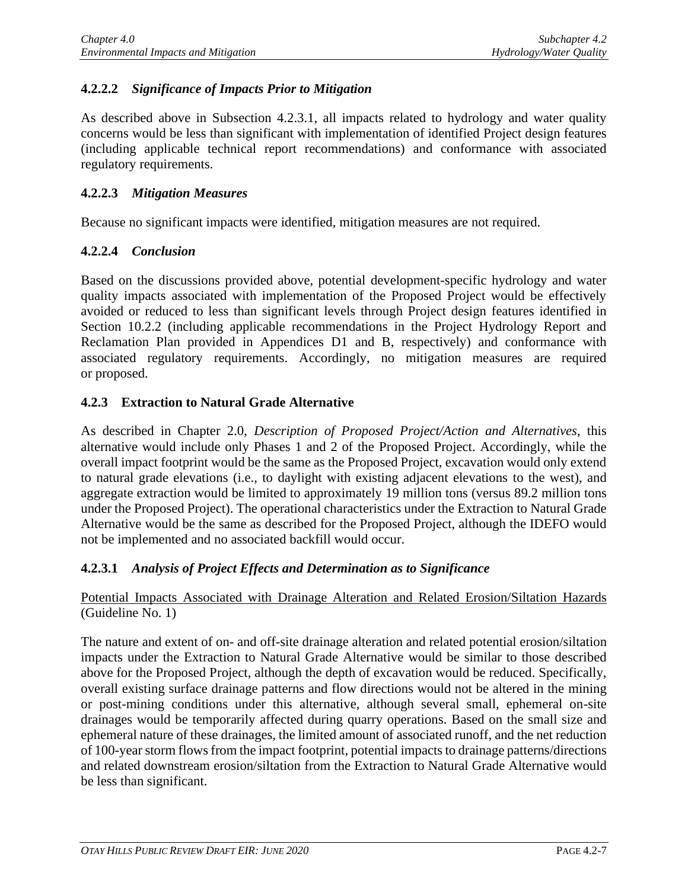### 4.2.2.2 *Significance of Impacts Prior to Mitigation*

As described above in Subsection 4.2.3.1, all impacts related to hydrology and water quality concerns would be less than significant with implementation of identified Project design features (including applicable technical report recommendations) and conformance with associated regulatory requirements.

### 4.2.2.3 *Mitigation Measures*

Because no significant impacts were identified, mitigation measures are not required.

### 4.2.2.4 *Conclusion*

Based on the discussions provided above, potential development-specific hydrology and water quality impacts associated with implementation of the Proposed Project would be effectively avoided or reduced to less than significant levels through Project design features identified in Section 10.2.2 (including applicable recommendations in the Project Hydrology Report and Reclamation Plan provided in Appendices D1 and B, respectively) and conformance with associated regulatory requirements. Accordingly, no mitigation measures are required or proposed.

## 4.2.3 Extraction to Natural Grade Alternative

As described in Chapter 2.0, *Description of Proposed Project/Action and Alternatives*, this alternative would include only Phases 1 and 2 of the Proposed Project. Accordingly, while the overall impact footprint would be the same as the Proposed Project, excavation would only extend to natural grade elevations (i.e., to daylight with existing adjacent elevations to the west), and aggregate extraction would be limited to approximately 19 million tons (versus 89.2 million tons under the Proposed Project). The operational characteristics under the Extraction to Natural Grade Alternative would be the same as described for the Proposed Project, although the IDEFO would not be implemented and no associated backfill would occur.

### 4.2.3.1 *Analysis of Project Effects and Determination as to Significance*

<u>Potential Impacts Associated with Drainage Alteration and Related Erosion/Siltation Hazards</u> (Guideline No. 1)

The nature and extent of on- and off-site drainage alteration and related potential erosion/siltation impacts under the Extraction to Natural Grade Alternative would be similar to those described above for the Proposed Project, although the depth of excavation would be reduced. Specifically, overall existing surface drainage patterns and flow directions would not be altered in the mining or post-mining conditions under this alternative, although several small, ephemeral on-site drainages would be temporarily affected during quarry operations. Based on the small size and ephemeral nature of these drainages, the limited amount of associated runoff, and the net reduction of 100-year storm flows from the impact footprint, potential impacts to drainage patterns/directions and related downstream erosion/siltation from the Extraction to Natural Grade Alternative would be less than significant.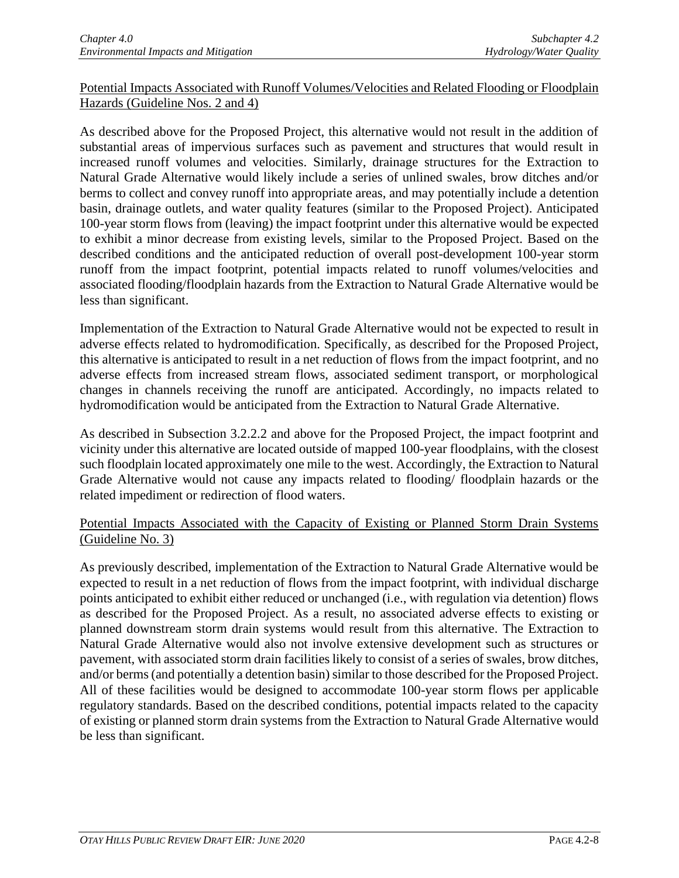Potential Impacts Associated with Runoff Volumes/Velocities and Related Flooding or Floodplain Hazards (Guideline Nos. 2 and 4)

As described above for the Proposed Project, this alternative would not result in the addition of substantial areas of impervious surfaces such as pavement and structures that would result in increased runoff volumes and velocities. Similarly, drainage structures for the Extraction to Natural Grade Alternative would likely include a series of unlined swales, brow ditches and/or berms to collect and convey runoff into appropriate areas, and may potentially include a detention basin, drainage outlets, and water quality features (similar to the Proposed Project). Anticipated 100-year storm flows from (leaving) the impact footprint under this alternative would be expected to exhibit a minor decrease from existing levels, similar to the Proposed Project. Based on the described conditions and the anticipated reduction of overall post-development 100-year storm runoff from the impact footprint, potential impacts related to runoff volumes/velocities and associated flooding/floodplain hazards from the Extraction to Natural Grade Alternative would be less than significant.

Implementation of the Extraction to Natural Grade Alternative would not be expected to result in adverse effects related to hydromodification. Specifically, as described for the Proposed Project, this alternative is anticipated to result in a net reduction of flows from the impact footprint, and no adverse effects from increased stream flows, associated sediment transport, or morphological changes in channels receiving the runoff are anticipated. Accordingly, no impacts related to hydromodification would be anticipated from the Extraction to Natural Grade Alternative.

As described in Subsection 3.2.2.2 and above for the Proposed Project, the impact footprint and vicinity under this alternative are located outside of mapped 100-year floodplains, with the closest such floodplain located approximately one mile to the west. Accordingly, the Extraction to Natural Grade Alternative would not cause any impacts related to flooding/ floodplain hazards or the related impediment or redirection of flood waters.

Potential Impacts Associated with the Capacity of Existing or Planned Storm Drain Systems (Guideline No. 3)

As previously described, implementation of the Extraction to Natural Grade Alternative would be expected to result in a net reduction of flows from the impact footprint, with individual discharge points anticipated to exhibit either reduced or unchanged (i.e., with regulation via detention) flows as described for the Proposed Project. As a result, no associated adverse effects to existing or planned downstream storm drain systems would result from this alternative. The Extraction to Natural Grade Alternative would also not involve extensive development such as structures or pavement, with associated storm drain facilities likely to consist of a series of swales, brow ditches, and/or berms (and potentially a detention basin) similar to those described for the Proposed Project. All of these facilities would be designed to accommodate 100-year storm flows per applicable regulatory standards. Based on the described conditions, potential impacts related to the capacity of existing or planned storm drain systems from the Extraction to Natural Grade Alternative would be less than significant.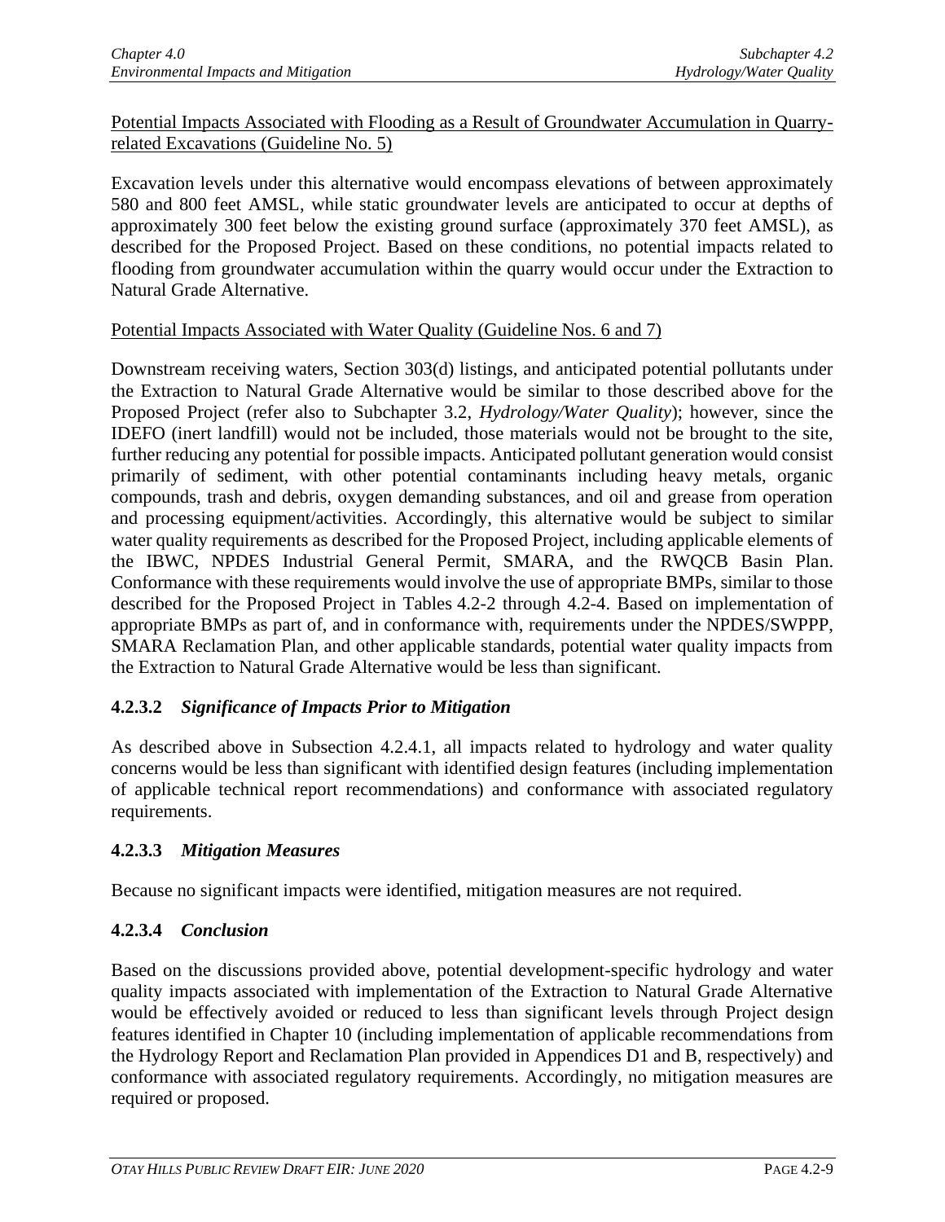Potential Impacts Associated with Flooding as a Result of Groundwater Accumulation in Quarry-related Excavations (Guideline No. 5)

Excavation levels under this alternative would encompass elevations of between approximately 580 and 800 feet AMSL, while static groundwater levels are anticipated to occur at depths of approximately 300 feet below the existing ground surface (approximately 370 feet AMSL), as described for the Proposed Project. Based on these conditions, no potential impacts related to flooding from groundwater accumulation within the quarry would occur under the Extraction to Natural Grade Alternative.

Potential Impacts Associated with Water Quality (Guideline Nos. 6 and 7)

Downstream receiving waters, Section 303(d) listings, and anticipated potential pollutants under the Extraction to Natural Grade Alternative would be similar to those described above for the Proposed Project (refer also to Subchapter 3.2, *Hydrology/Water Quality*); however, since the IDEFO (inert landfill) would not be included, those materials would not be brought to the site, further reducing any potential for possible impacts. Anticipated pollutant generation would consist primarily of sediment, with other potential contaminants including heavy metals, organic compounds, trash and debris, oxygen demanding substances, and oil and grease from operation and processing equipment/activities. Accordingly, this alternative would be subject to similar water quality requirements as described for the Proposed Project, including applicable elements of the IBWC, NPDES Industrial General Permit, SMARA, and the RWQCB Basin Plan. Conformance with these requirements would involve the use of appropriate BMPs, similar to those described for the Proposed Project in Tables 4.2-2 through 4.2-4. Based on implementation of appropriate BMPs as part of, and in conformance with, requirements under the NPDES/SWPPP, SMARA Reclamation Plan, and other applicable standards, potential water quality impacts from the Extraction to Natural Grade Alternative would be less than significant.

### 4.2.3.2 *Significance of Impacts Prior to Mitigation*

As described above in Subsection 4.2.4.1, all impacts related to hydrology and water quality concerns would be less than significant with identified design features (including implementation of applicable technical report recommendations) and conformance with associated regulatory requirements.

### 4.2.3.3 *Mitigation Measures*

Because no significant impacts were identified, mitigation measures are not required.

### 4.2.3.4 *Conclusion*

Based on the discussions provided above, potential development-specific hydrology and water quality impacts associated with implementation of the Extraction to Natural Grade Alternative would be effectively avoided or reduced to less than significant levels through Project design features identified in Chapter 10 (including implementation of applicable recommendations from the Hydrology Report and Reclamation Plan provided in Appendices D1 and B, respectively) and conformance with associated regulatory requirements. Accordingly, no mitigation measures are required or proposed.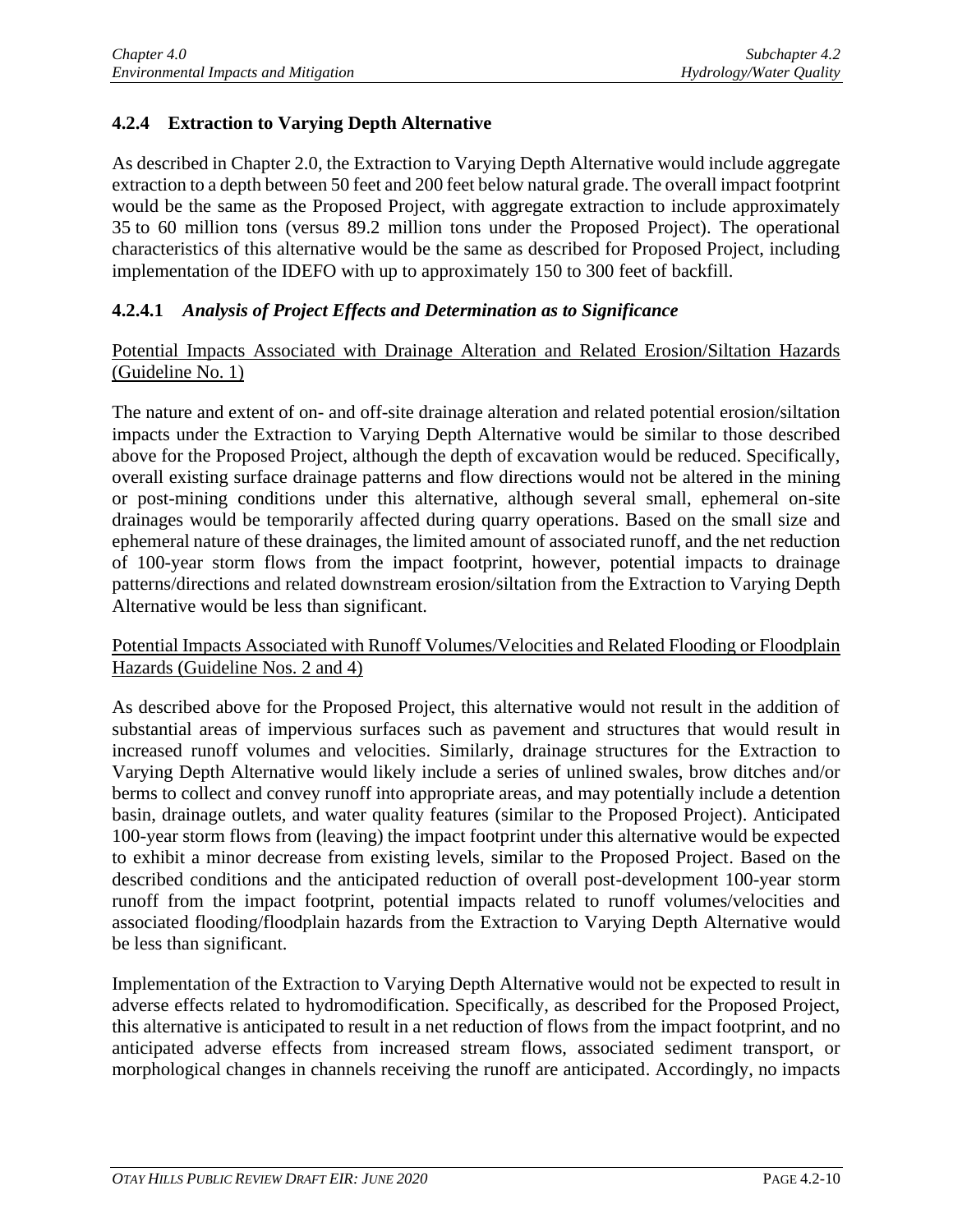### 4.2.4 Extraction to Varying Depth Alternative

As described in Chapter 2.0, the Extraction to Varying Depth Alternative would include aggregate extraction to a depth between 50 feet and 200 feet below natural grade. The overall impact footprint would be the same as the Proposed Project, with aggregate extraction to include approximately 35 to 60 million tons (versus 89.2 million tons under the Proposed Project). The operational characteristics of this alternative would be the same as described for Proposed Project, including implementation of the IDEFO with up to approximately 150 to 300 feet of backfill.

#### 4.2.4.1 *Analysis of Project Effects and Determination as to Significance*

Potential Impacts Associated with Drainage Alteration and Related Erosion/Siltation Hazards (Guideline No. 1)

The nature and extent of on- and off-site drainage alteration and related potential erosion/siltation impacts under the Extraction to Varying Depth Alternative would be similar to those described above for the Proposed Project, although the depth of excavation would be reduced. Specifically, overall existing surface drainage patterns and flow directions would not be altered in the mining or post-mining conditions under this alternative, although several small, ephemeral on-site drainages would be temporarily affected during quarry operations. Based on the small size and ephemeral nature of these drainages, the limited amount of associated runoff, and the net reduction of 100-year storm flows from the impact footprint, however, potential impacts to drainage patterns/directions and related downstream erosion/siltation from the Extraction to Varying Depth Alternative would be less than significant.

Potential Impacts Associated with Runoff Volumes/Velocities and Related Flooding or Floodplain Hazards (Guideline Nos. 2 and 4)

As described above for the Proposed Project, this alternative would not result in the addition of substantial areas of impervious surfaces such as pavement and structures that would result in increased runoff volumes and velocities. Similarly, drainage structures for the Extraction to Varying Depth Alternative would likely include a series of unlined swales, brow ditches and/or berms to collect and convey runoff into appropriate areas, and may potentially include a detention basin, drainage outlets, and water quality features (similar to the Proposed Project). Anticipated 100-year storm flows from (leaving) the impact footprint under this alternative would be expected to exhibit a minor decrease from existing levels, similar to the Proposed Project. Based on the described conditions and the anticipated reduction of overall post-development 100-year storm runoff from the impact footprint, potential impacts related to runoff volumes/velocities and associated flooding/floodplain hazards from the Extraction to Varying Depth Alternative would be less than significant.

Implementation of the Extraction to Varying Depth Alternative would not be expected to result in adverse effects related to hydromodification. Specifically, as described for the Proposed Project, this alternative is anticipated to result in a net reduction of flows from the impact footprint, and no anticipated adverse effects from increased stream flows, associated sediment transport, or morphological changes in channels receiving the runoff are anticipated. Accordingly, no impacts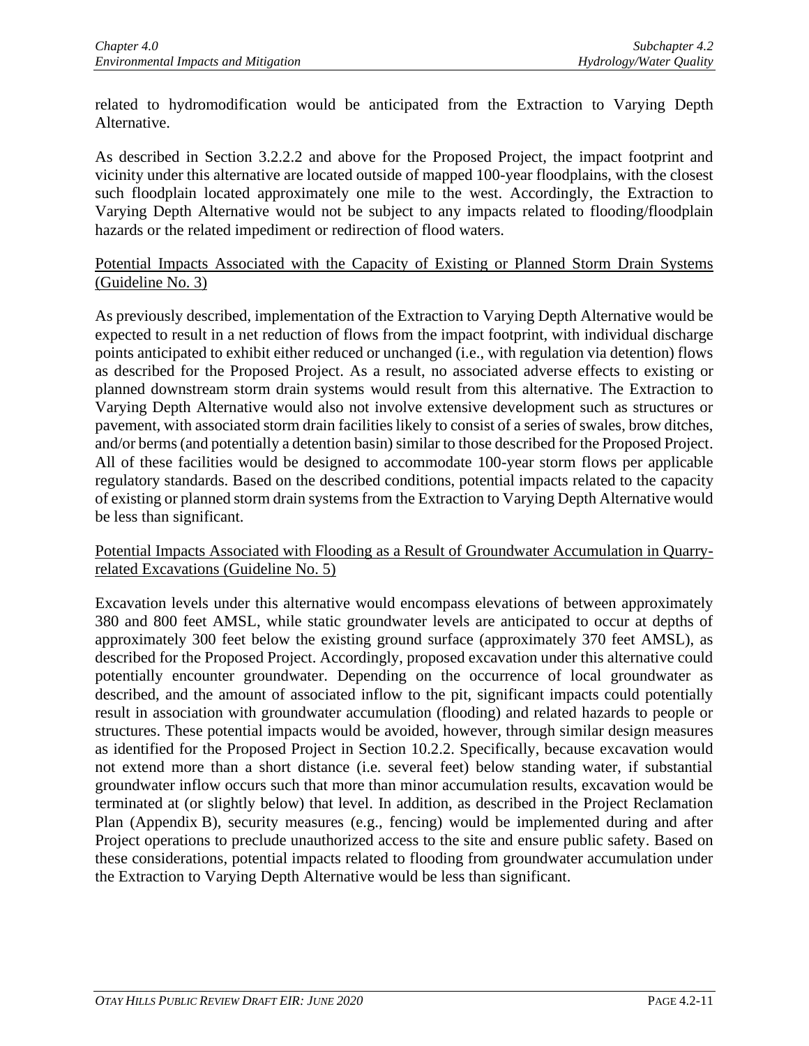related to hydromodification would be anticipated from the Extraction to Varying Depth Alternative.

As described in Section 3.2.2.2 and above for the Proposed Project, the impact footprint and vicinity under this alternative are located outside of mapped 100-year floodplains, with the closest such floodplain located approximately one mile to the west. Accordingly, the Extraction to Varying Depth Alternative would not be subject to any impacts related to flooding/floodplain hazards or the related impediment or redirection of flood waters.

<u>Potential Impacts Associated with the Capacity of Existing or Planned Storm Drain Systems (Guideline No. 3)</u>

As previously described, implementation of the Extraction to Varying Depth Alternative would be expected to result in a net reduction of flows from the impact footprint, with individual discharge points anticipated to exhibit either reduced or unchanged (i.e., with regulation via detention) flows as described for the Proposed Project. As a result, no associated adverse effects to existing or planned downstream storm drain systems would result from this alternative. The Extraction to Varying Depth Alternative would also not involve extensive development such as structures or pavement, with associated storm drain facilities likely to consist of a series of swales, brow ditches, and/or berms (and potentially a detention basin) similar to those described for the Proposed Project. All of these facilities would be designed to accommodate 100-year storm flows per applicable regulatory standards. Based on the described conditions, potential impacts related to the capacity of existing or planned storm drain systems from the Extraction to Varying Depth Alternative would be less than significant.

<u>Potential Impacts Associated with Flooding as a Result of Groundwater Accumulation in Quarry-related Excavations (Guideline No. 5)</u>

Excavation levels under this alternative would encompass elevations of between approximately 380 and 800 feet AMSL, while static groundwater levels are anticipated to occur at depths of approximately 300 feet below the existing ground surface (approximately 370 feet AMSL), as described for the Proposed Project. Accordingly, proposed excavation under this alternative could potentially encounter groundwater. Depending on the occurrence of local groundwater as described, and the amount of associated inflow to the pit, significant impacts could potentially result in association with groundwater accumulation (flooding) and related hazards to people or structures. These potential impacts would be avoided, however, through similar design measures as identified for the Proposed Project in Section 10.2.2. Specifically, because excavation would not extend more than a short distance (i.e. several feet) below standing water, if substantial groundwater inflow occurs such that more than minor accumulation results, excavation would be terminated at (or slightly below) that level. In addition, as described in the Project Reclamation Plan (Appendix B), security measures (e.g., fencing) would be implemented during and after Project operations to preclude unauthorized access to the site and ensure public safety. Based on these considerations, potential impacts related to flooding from groundwater accumulation under the Extraction to Varying Depth Alternative would be less than significant.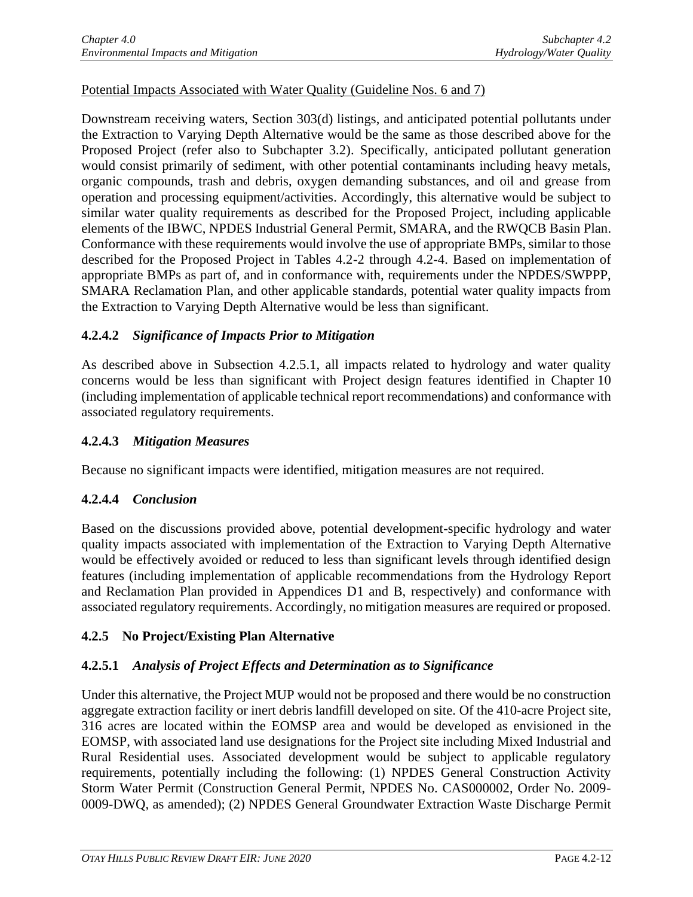Potential Impacts Associated with Water Quality (Guideline Nos. 6 and 7)

Downstream receiving waters, Section 303(d) listings, and anticipated potential pollutants under the Extraction to Varying Depth Alternative would be the same as those described above for the Proposed Project (refer also to Subchapter 3.2). Specifically, anticipated pollutant generation would consist primarily of sediment, with other potential contaminants including heavy metals, organic compounds, trash and debris, oxygen demanding substances, and oil and grease from operation and processing equipment/activities. Accordingly, this alternative would be subject to similar water quality requirements as described for the Proposed Project, including applicable elements of the IBWC, NPDES Industrial General Permit, SMARA, and the RWQCB Basin Plan. Conformance with these requirements would involve the use of appropriate BMPs, similar to those described for the Proposed Project in Tables 4.2-2 through 4.2-4. Based on implementation of appropriate BMPs as part of, and in conformance with, requirements under the NPDES/SWPPP, SMARA Reclamation Plan, and other applicable standards, potential water quality impacts from the Extraction to Varying Depth Alternative would be less than significant.

### 4.2.4.2 *Significance of Impacts Prior to Mitigation*

As described above in Subsection 4.2.5.1, all impacts related to hydrology and water quality concerns would be less than significant with Project design features identified in Chapter 10 (including implementation of applicable technical report recommendations) and conformance with associated regulatory requirements.

### 4.2.4.3 *Mitigation Measures*

Because no significant impacts were identified, mitigation measures are not required.

### 4.2.4.4 *Conclusion*

Based on the discussions provided above, potential development-specific hydrology and water quality impacts associated with implementation of the Extraction to Varying Depth Alternative would be effectively avoided or reduced to less than significant levels through identified design features (including implementation of applicable recommendations from the Hydrology Report and Reclamation Plan provided in Appendices D1 and B, respectively) and conformance with associated regulatory requirements. Accordingly, no mitigation measures are required or proposed.

## 4.2.5 No Project/Existing Plan Alternative

### 4.2.5.1 *Analysis of Project Effects and Determination as to Significance*

Under this alternative, the Project MUP would not be proposed and there would be no construction aggregate extraction facility or inert debris landfill developed on site. Of the 410-acre Project site, 316 acres are located within the EOMSP area and would be developed as envisioned in the EOMSP, with associated land use designations for the Project site including Mixed Industrial and Rural Residential uses. Associated development would be subject to applicable regulatory requirements, potentially including the following: (1) NPDES General Construction Activity Storm Water Permit (Construction General Permit, NPDES No. CAS000002, Order No. 2009-0009-DWQ, as amended); (2) NPDES General Groundwater Extraction Waste Discharge Permit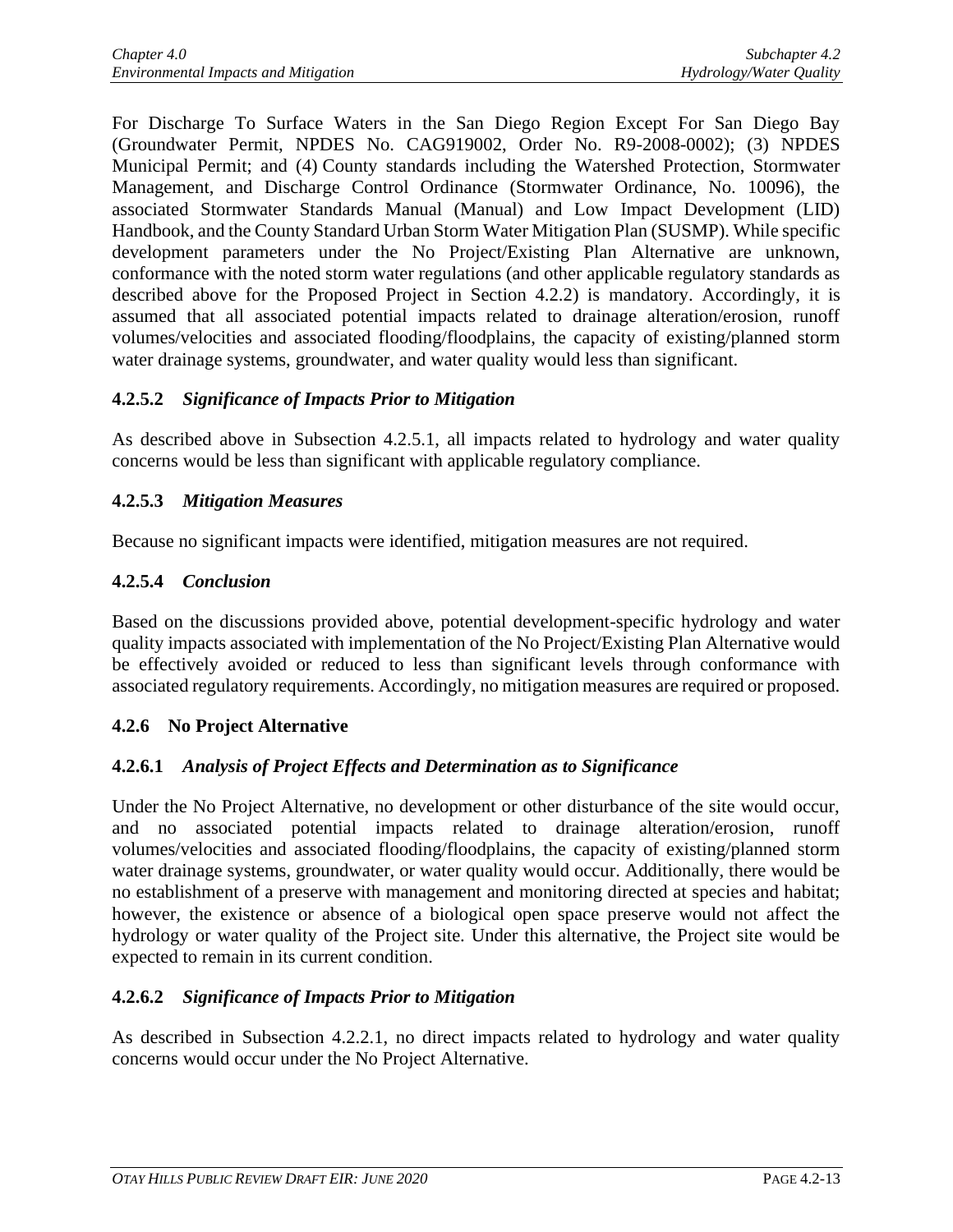For Discharge To Surface Waters in the San Diego Region Except For San Diego Bay (Groundwater Permit, NPDES No. CAG919002, Order No. R9-2008-0002); (3) NPDES Municipal Permit; and (4) County standards including the Watershed Protection, Stormwater Management, and Discharge Control Ordinance (Stormwater Ordinance, No. 10096), the associated Stormwater Standards Manual (Manual) and Low Impact Development (LID) Handbook, and the County Standard Urban Storm Water Mitigation Plan (SUSMP). While specific development parameters under the No Project/Existing Plan Alternative are unknown, conformance with the noted storm water regulations (and other applicable regulatory standards as described above for the Proposed Project in Section 4.2.2) is mandatory. Accordingly, it is assumed that all associated potential impacts related to drainage alteration/erosion, runoff volumes/velocities and associated flooding/floodplains, the capacity of existing/planned storm water drainage systems, groundwater, and water quality would less than significant.

#### 4.2.5.2 *Significance of Impacts Prior to Mitigation*

As described above in Subsection 4.2.5.1, all impacts related to hydrology and water quality concerns would be less than significant with applicable regulatory compliance.

#### 4.2.5.3 *Mitigation Measures*

Because no significant impacts were identified, mitigation measures are not required.

#### 4.2.5.4 *Conclusion*

Based on the discussions provided above, potential development-specific hydrology and water quality impacts associated with implementation of the No Project/Existing Plan Alternative would be effectively avoided or reduced to less than significant levels through conformance with associated regulatory requirements. Accordingly, no mitigation measures are required or proposed.

### 4.2.6 No Project Alternative

#### 4.2.6.1 *Analysis of Project Effects and Determination as to Significance*

Under the No Project Alternative, no development or other disturbance of the site would occur, and no associated potential impacts related to drainage alteration/erosion, runoff volumes/velocities and associated flooding/floodplains, the capacity of existing/planned storm water drainage systems, groundwater, or water quality would occur. Additionally, there would be no establishment of a preserve with management and monitoring directed at species and habitat; however, the existence or absence of a biological open space preserve would not affect the hydrology or water quality of the Project site. Under this alternative, the Project site would be expected to remain in its current condition.

#### 4.2.6.2 *Significance of Impacts Prior to Mitigation*

As described in Subsection 4.2.2.1, no direct impacts related to hydrology and water quality concerns would occur under the No Project Alternative.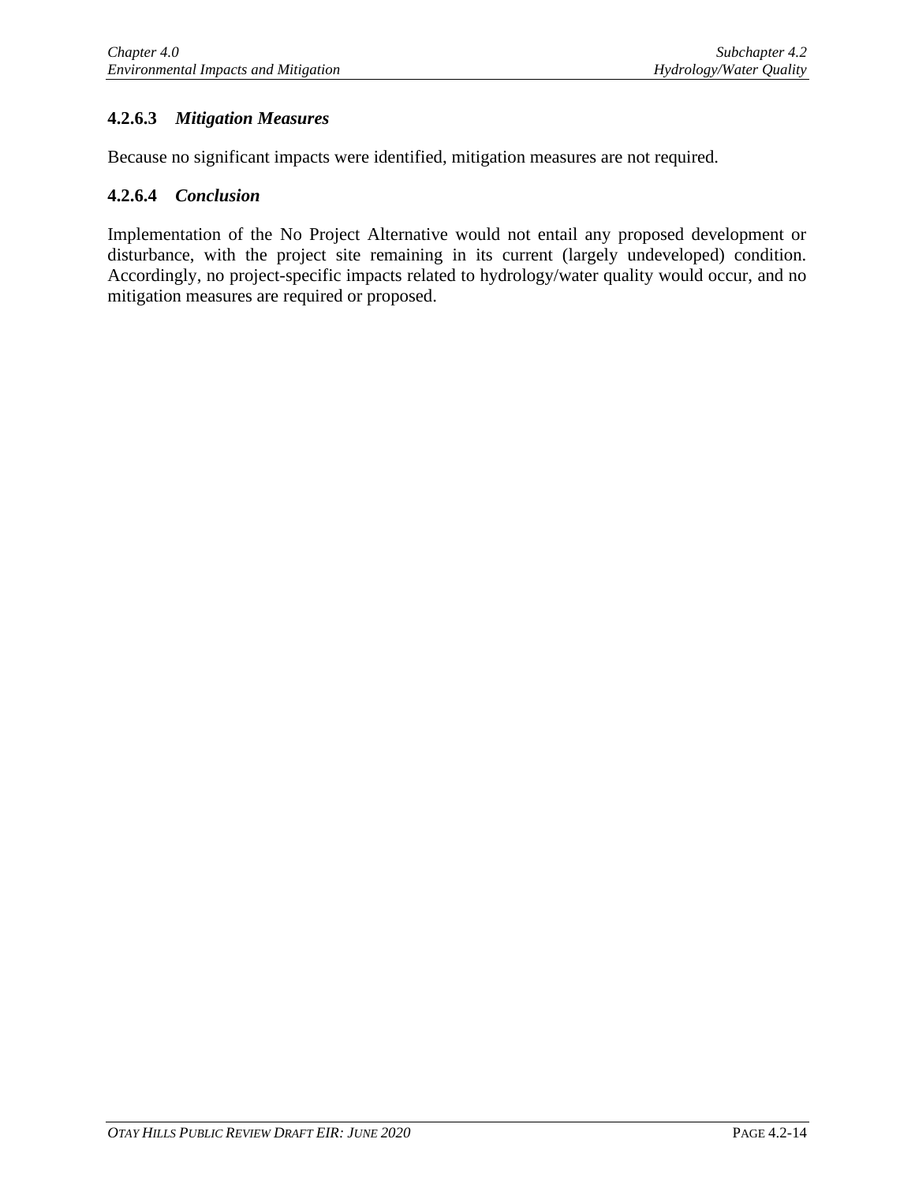#### 4.2.6.3 *Mitigation Measures*

Because no significant impacts were identified, mitigation measures are not required.

#### 4.2.6.4 *Conclusion*

Implementation of the No Project Alternative would not entail any proposed development or disturbance, with the project site remaining in its current (largely undeveloped) condition. Accordingly, no project-specific impacts related to hydrology/water quality would occur, and no mitigation measures are required or proposed.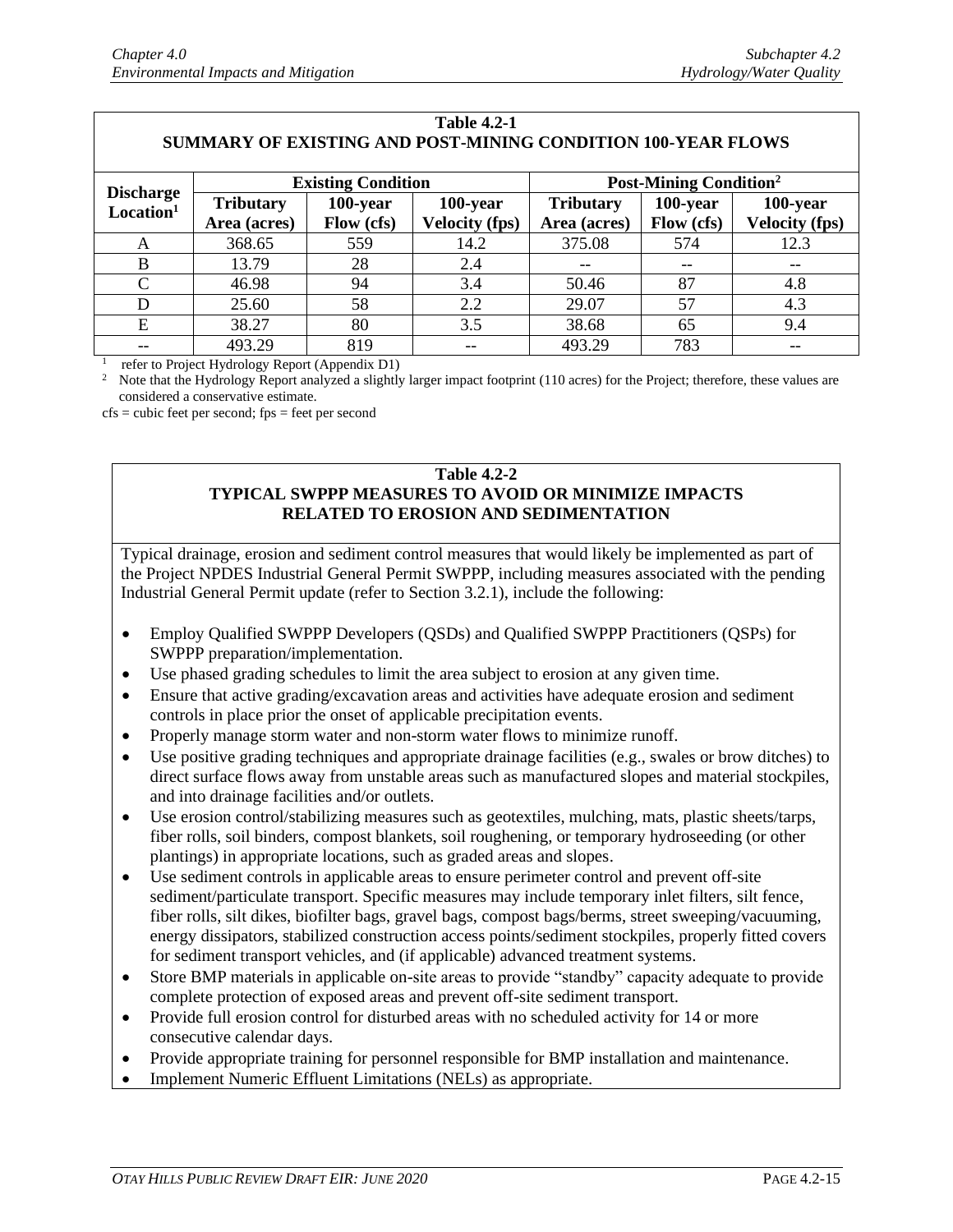**Table 4.2-1**
**SUMMARY OF EXISTING AND POST-MINING CONDITION 100-YEAR FLOWS**

| Discharge Location[1] | Existing Condition | | | Post-Mining Condition[2] | | |
|---|---|---|---|---|---|---|
| | Tributary Area (acres) | 100-year Flow (cfs) | 100-year Velocity (fps) | Tributary Area (acres) | 100-year Flow (cfs) | 100-year Velocity (fps) |
| A | 368.65 | 559 | 14.2 | 375.08 | 574 | 12.3 |
| B | 13.79 | 28 | 2.4 | -- | -- | -- |
| C | 46.98 | 94 | 3.4 | 50.46 | 87 | 4.8 |
| D | 25.60 | 58 | 2.2 | 29.07 | 57 | 4.3 |
| E | 38.27 | 80 | 3.5 | 38.68 | 65 | 9.4 |
| -- | 493.29 | 819 | -- | 493.29 | 783 | -- |

[1] refer to Project Hydrology Report (Appendix D1)

[2] Note that the Hydrology Report analyzed a slightly larger impact footprint (110 acres) for the Project; therefore, these values are considered a conservative estimate.

cfs = cubic feet per second; fps = feet per second

**Table 4.2-2**
**TYPICAL SWPPP MEASURES TO AVOID OR MINIMIZE IMPACTS RELATED TO EROSION AND SEDIMENTATION**

Typical drainage, erosion and sediment control measures that would likely be implemented as part of the Project NPDES Industrial General Permit SWPPP, including measures associated with the pending Industrial General Permit update (refer to Section 3.2.1), include the following:

- Employ Qualified SWPPP Developers (QSDs) and Qualified SWPPP Practitioners (QSPs) for SWPPP preparation/implementation.
- Use phased grading schedules to limit the area subject to erosion at any given time.
- Ensure that active grading/excavation areas and activities have adequate erosion and sediment controls in place prior the onset of applicable precipitation events.
- Properly manage storm water and non-storm water flows to minimize runoff.
- Use positive grading techniques and appropriate drainage facilities (e.g., swales or brow ditches) to direct surface flows away from unstable areas such as manufactured slopes and material stockpiles, and into drainage facilities and/or outlets.
- Use erosion control/stabilizing measures such as geotextiles, mulching, mats, plastic sheets/tarps, fiber rolls, soil binders, compost blankets, soil roughening, or temporary hydroseeding (or other plantings) in appropriate locations, such as graded areas and slopes.
- Use sediment controls in applicable areas to ensure perimeter control and prevent off-site sediment/particulate transport. Specific measures may include temporary inlet filters, silt fence, fiber rolls, silt dikes, biofilter bags, gravel bags, compost bags/berms, street sweeping/vacuuming, energy dissipators, stabilized construction access points/sediment stockpiles, properly fitted covers for sediment transport vehicles, and (if applicable) advanced treatment systems.
- Store BMP materials in applicable on-site areas to provide "standby" capacity adequate to provide complete protection of exposed areas and prevent off-site sediment transport.
- Provide full erosion control for disturbed areas with no scheduled activity for 14 or more consecutive calendar days.
- Provide appropriate training for personnel responsible for BMP installation and maintenance.
- Implement Numeric Effluent Limitations (NELs) as appropriate.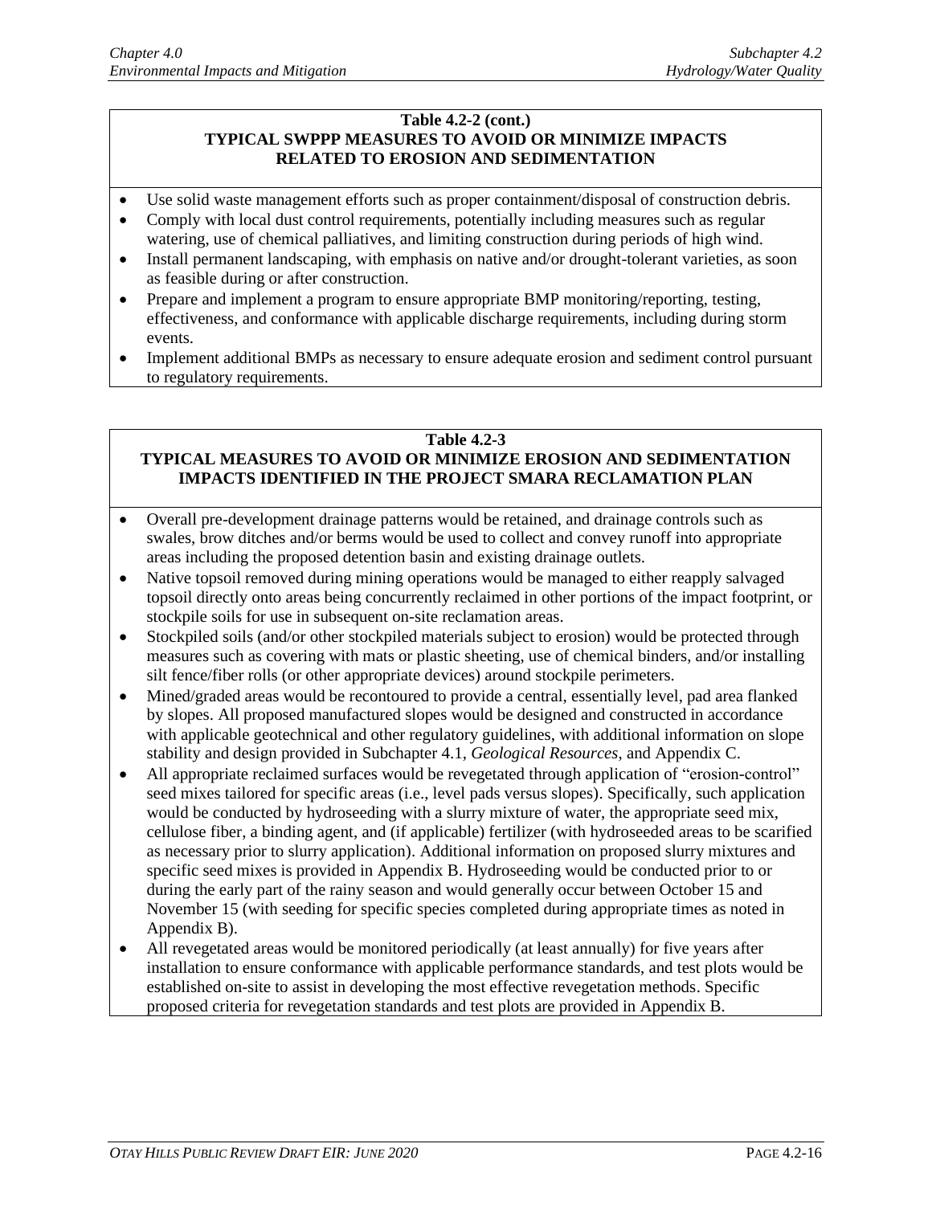**Table 4.2-2 (cont.)**
**TYPICAL SWPPP MEASURES TO AVOID OR MINIMIZE IMPACTS RELATED TO EROSION AND SEDIMENTATION**

- Use solid waste management efforts such as proper containment/disposal of construction debris.
- Comply with local dust control requirements, potentially including measures such as regular watering, use of chemical palliatives, and limiting construction during periods of high wind.
- Install permanent landscaping, with emphasis on native and/or drought-tolerant varieties, as soon as feasible during or after construction.
- Prepare and implement a program to ensure appropriate BMP monitoring/reporting, testing, effectiveness, and conformance with applicable discharge requirements, including during storm events.
- Implement additional BMPs as necessary to ensure adequate erosion and sediment control pursuant to regulatory requirements.

**Table 4.2-3**
**TYPICAL MEASURES TO AVOID OR MINIMIZE EROSION AND SEDIMENTATION IMPACTS IDENTIFIED IN THE PROJECT SMARA RECLAMATION PLAN**

- Overall pre-development drainage patterns would be retained, and drainage controls such as swales, brow ditches and/or berms would be used to collect and convey runoff into appropriate areas including the proposed detention basin and existing drainage outlets.
- Native topsoil removed during mining operations would be managed to either reapply salvaged topsoil directly onto areas being concurrently reclaimed in other portions of the impact footprint, or stockpile soils for use in subsequent on-site reclamation areas.
- Stockpiled soils (and/or other stockpiled materials subject to erosion) would be protected through measures such as covering with mats or plastic sheeting, use of chemical binders, and/or installing silt fence/fiber rolls (or other appropriate devices) around stockpile perimeters.
- Mined/graded areas would be recontoured to provide a central, essentially level, pad area flanked by slopes. All proposed manufactured slopes would be designed and constructed in accordance with applicable geotechnical and other regulatory guidelines, with additional information on slope stability and design provided in Subchapter 4.1, *Geological Resources*, and Appendix C.
- All appropriate reclaimed surfaces would be revegetated through application of "erosion-control" seed mixes tailored for specific areas (i.e., level pads versus slopes). Specifically, such application would be conducted by hydroseeding with a slurry mixture of water, the appropriate seed mix, cellulose fiber, a binding agent, and (if applicable) fertilizer (with hydroseeded areas to be scarified as necessary prior to slurry application). Additional information on proposed slurry mixtures and specific seed mixes is provided in Appendix B. Hydroseeding would be conducted prior to or during the early part of the rainy season and would generally occur between October 15 and November 15 (with seeding for specific species completed during appropriate times as noted in Appendix B).
- All revegetated areas would be monitored periodically (at least annually) for five years after installation to ensure conformance with applicable performance standards, and test plots would be established on-site to assist in developing the most effective revegetation methods. Specific proposed criteria for revegetation standards and test plots are provided in Appendix B.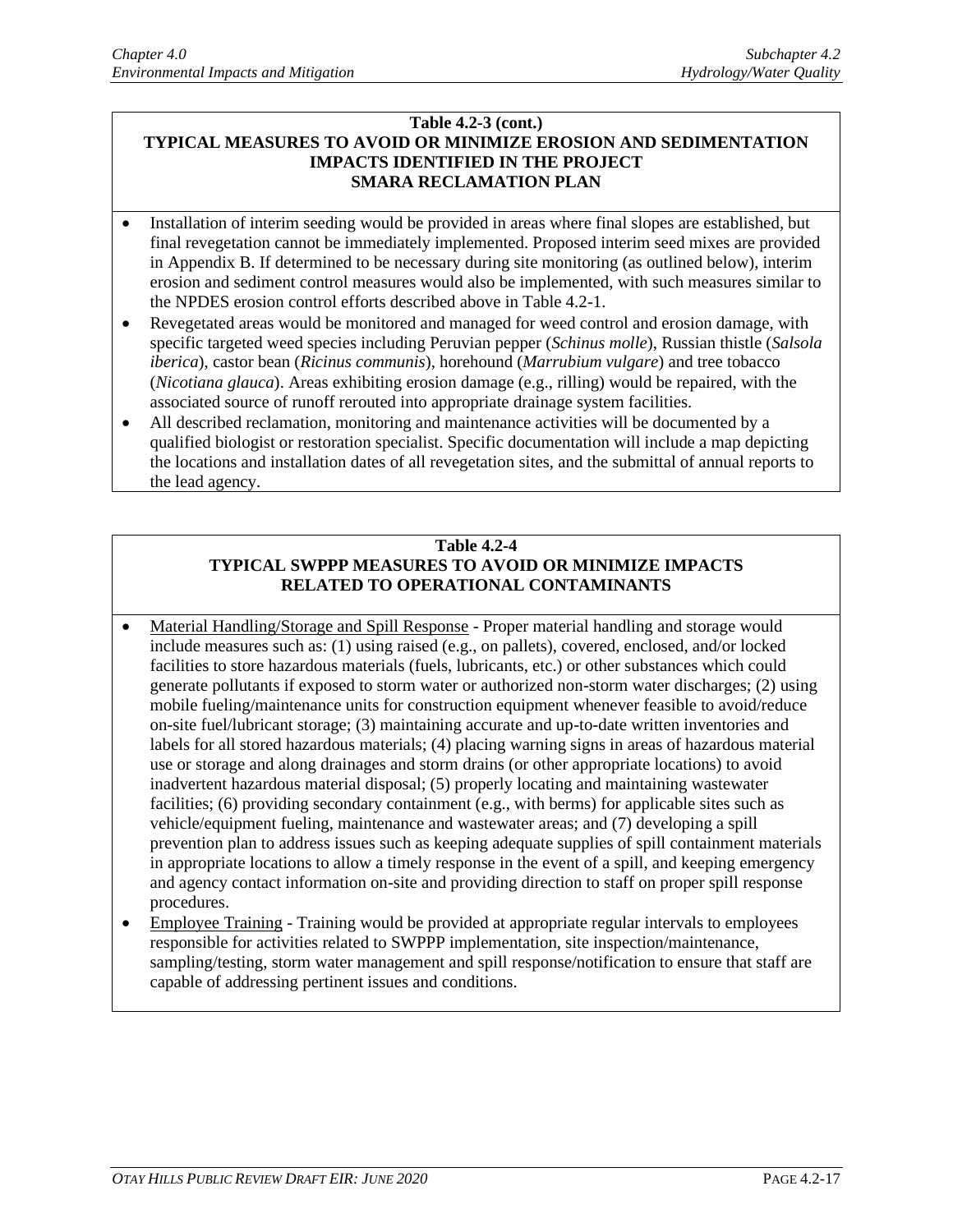**Table 4.2-3 (cont.)**
**TYPICAL MEASURES TO AVOID OR MINIMIZE EROSION AND SEDIMENTATION IMPACTS IDENTIFIED IN THE PROJECT SMARA RECLAMATION PLAN**

- Installation of interim seeding would be provided in areas where final slopes are established, but final revegetation cannot be immediately implemented. Proposed interim seed mixes are provided in Appendix B. If determined to be necessary during site monitoring (as outlined below), interim erosion and sediment control measures would also be implemented, with such measures similar to the NPDES erosion control efforts described above in Table 4.2-1.
- Revegetated areas would be monitored and managed for weed control and erosion damage, with specific targeted weed species including Peruvian pepper (*Schinus molle*), Russian thistle (*Salsola iberica*), castor bean (*Ricinus communis*), horehound (*Marrubium vulgare*) and tree tobacco (*Nicotiana glauca*). Areas exhibiting erosion damage (e.g., rilling) would be repaired, with the associated source of runoff rerouted into appropriate drainage system facilities.
- All described reclamation, monitoring and maintenance activities will be documented by a qualified biologist or restoration specialist. Specific documentation will include a map depicting the locations and installation dates of all revegetation sites, and the submittal of annual reports to the lead agency.

**Table 4.2-4**
**TYPICAL SWPPP MEASURES TO AVOID OR MINIMIZE IMPACTS RELATED TO OPERATIONAL CONTAMINANTS**

- Material Handling/Storage and Spill Response - Proper material handling and storage would include measures such as: (1) using raised (e.g., on pallets), covered, enclosed, and/or locked facilities to store hazardous materials (fuels, lubricants, etc.) or other substances which could generate pollutants if exposed to storm water or authorized non-storm water discharges; (2) using mobile fueling/maintenance units for construction equipment whenever feasible to avoid/reduce on-site fuel/lubricant storage; (3) maintaining accurate and up-to-date written inventories and labels for all stored hazardous materials; (4) placing warning signs in areas of hazardous material use or storage and along drainages and storm drains (or other appropriate locations) to avoid inadvertent hazardous material disposal; (5) properly locating and maintaining wastewater facilities; (6) providing secondary containment (e.g., with berms) for applicable sites such as vehicle/equipment fueling, maintenance and wastewater areas; and (7) developing a spill prevention plan to address issues such as keeping adequate supplies of spill containment materials in appropriate locations to allow a timely response in the event of a spill, and keeping emergency and agency contact information on-site and providing direction to staff on proper spill response procedures.
- Employee Training - Training would be provided at appropriate regular intervals to employees responsible for activities related to SWPPP implementation, site inspection/maintenance, sampling/testing, storm water management and spill response/notification to ensure that staff are capable of addressing pertinent issues and conditions.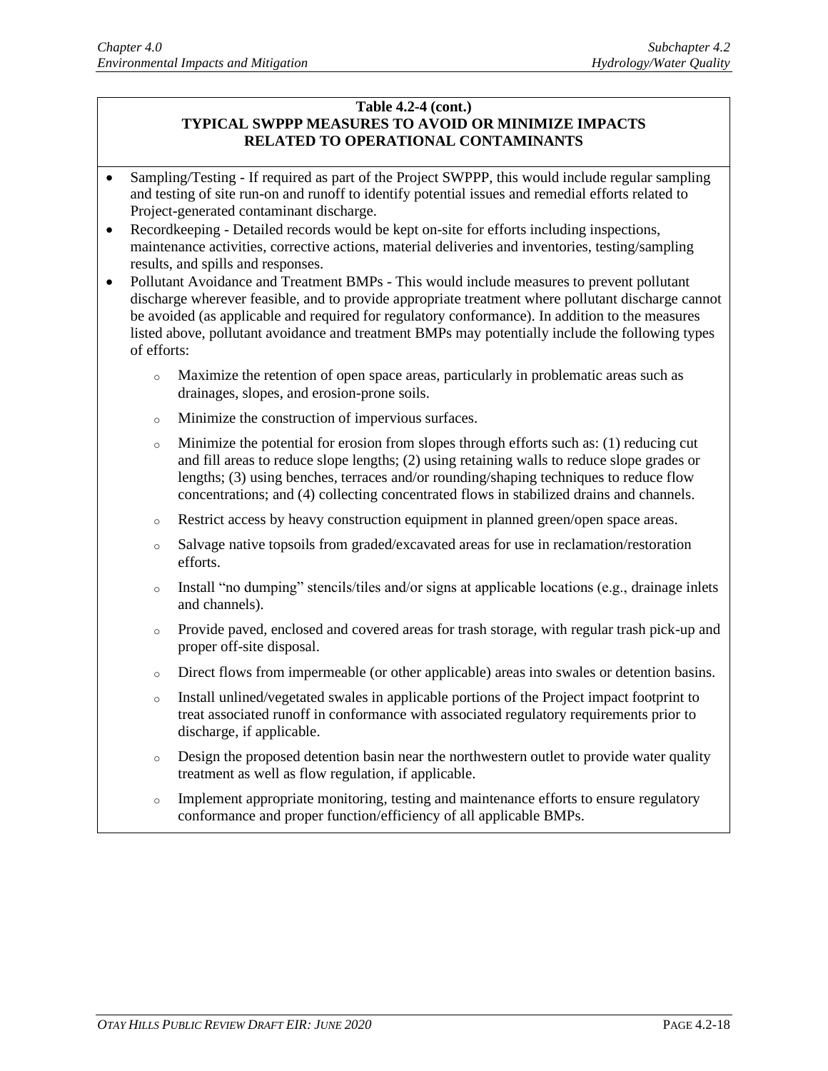**Table 4.2-4 (cont.)**
**TYPICAL SWPPP MEASURES TO AVOID OR MINIMIZE IMPACTS RELATED TO OPERATIONAL CONTAMINANTS**

- Sampling/Testing - If required as part of the Project SWPPP, this would include regular sampling and testing of site run-on and runoff to identify potential issues and remedial efforts related to Project-generated contaminant discharge.
- Recordkeeping - Detailed records would be kept on-site for efforts including inspections, maintenance activities, corrective actions, material deliveries and inventories, testing/sampling results, and spills and responses.
- Pollutant Avoidance and Treatment BMPs - This would include measures to prevent pollutant discharge wherever feasible, and to provide appropriate treatment where pollutant discharge cannot be avoided (as applicable and required for regulatory conformance). In addition to the measures listed above, pollutant avoidance and treatment BMPs may potentially include the following types of efforts:
  - Maximize the retention of open space areas, particularly in problematic areas such as drainages, slopes, and erosion-prone soils.
  - Minimize the construction of impervious surfaces.
  - Minimize the potential for erosion from slopes through efforts such as: (1) reducing cut and fill areas to reduce slope lengths; (2) using retaining walls to reduce slope grades or lengths; (3) using benches, terraces and/or rounding/shaping techniques to reduce flow concentrations; and (4) collecting concentrated flows in stabilized drains and channels.
  - Restrict access by heavy construction equipment in planned green/open space areas.
  - Salvage native topsoils from graded/excavated areas for use in reclamation/restoration efforts.
  - Install "no dumping" stencils/tiles and/or signs at applicable locations (e.g., drainage inlets and channels).
  - Provide paved, enclosed and covered areas for trash storage, with regular trash pick-up and proper off-site disposal.
  - Direct flows from impermeable (or other applicable) areas into swales or detention basins.
  - Install unlined/vegetated swales in applicable portions of the Project impact footprint to treat associated runoff in conformance with associated regulatory requirements prior to discharge, if applicable.
  - Design the proposed detention basin near the northwestern outlet to provide water quality treatment as well as flow regulation, if applicable.
  - Implement appropriate monitoring, testing and maintenance efforts to ensure regulatory conformance and proper function/efficiency of all applicable BMPs.